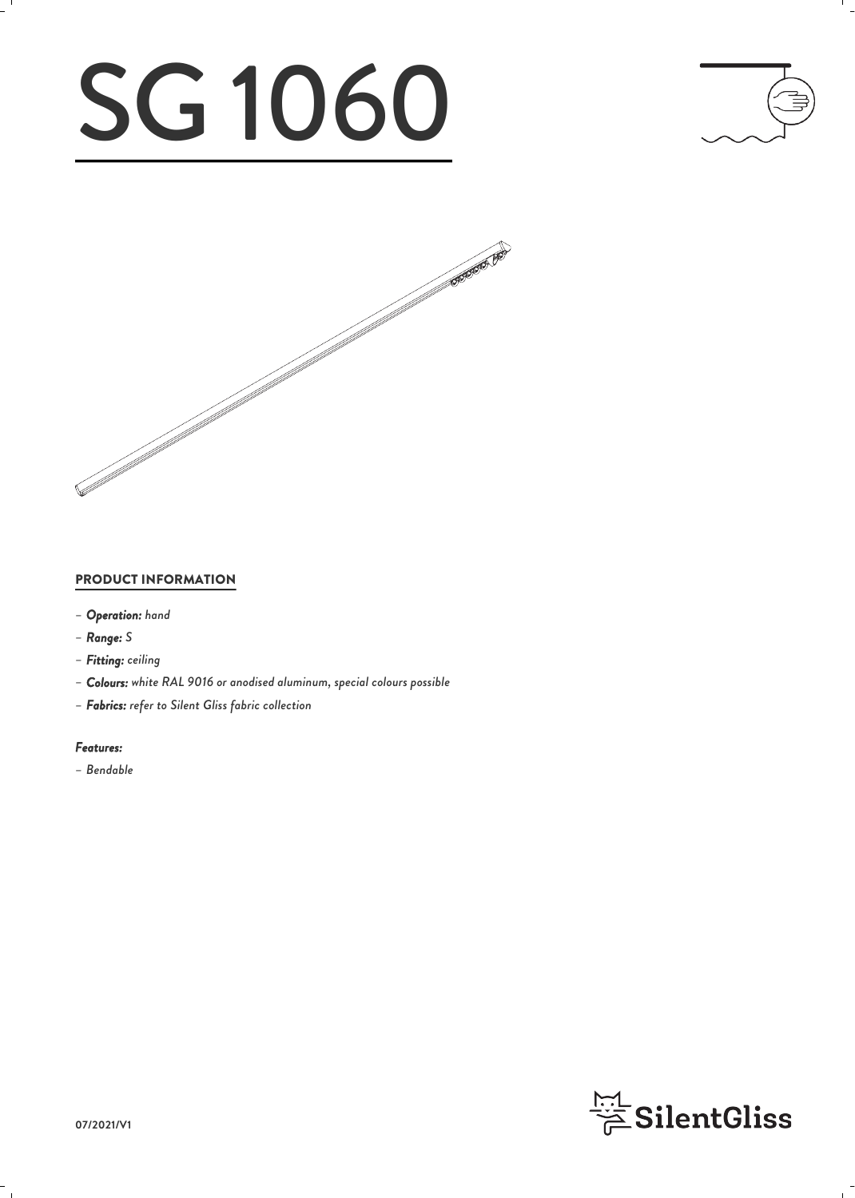# SG 1060

## PRODUCT INFORMATION

- ***Operation:*** *hand*
- ***Range:*** *S*
- ***Fitting:*** *ceiling*
- ***Colours:*** *white RAL 9016 or anodised aluminum, special colours possible*
- ***Fabrics:*** *refer to Silent Gliss fabric collection*

***Features:***

- *Bendable*

07/2021/V1

SilentGliss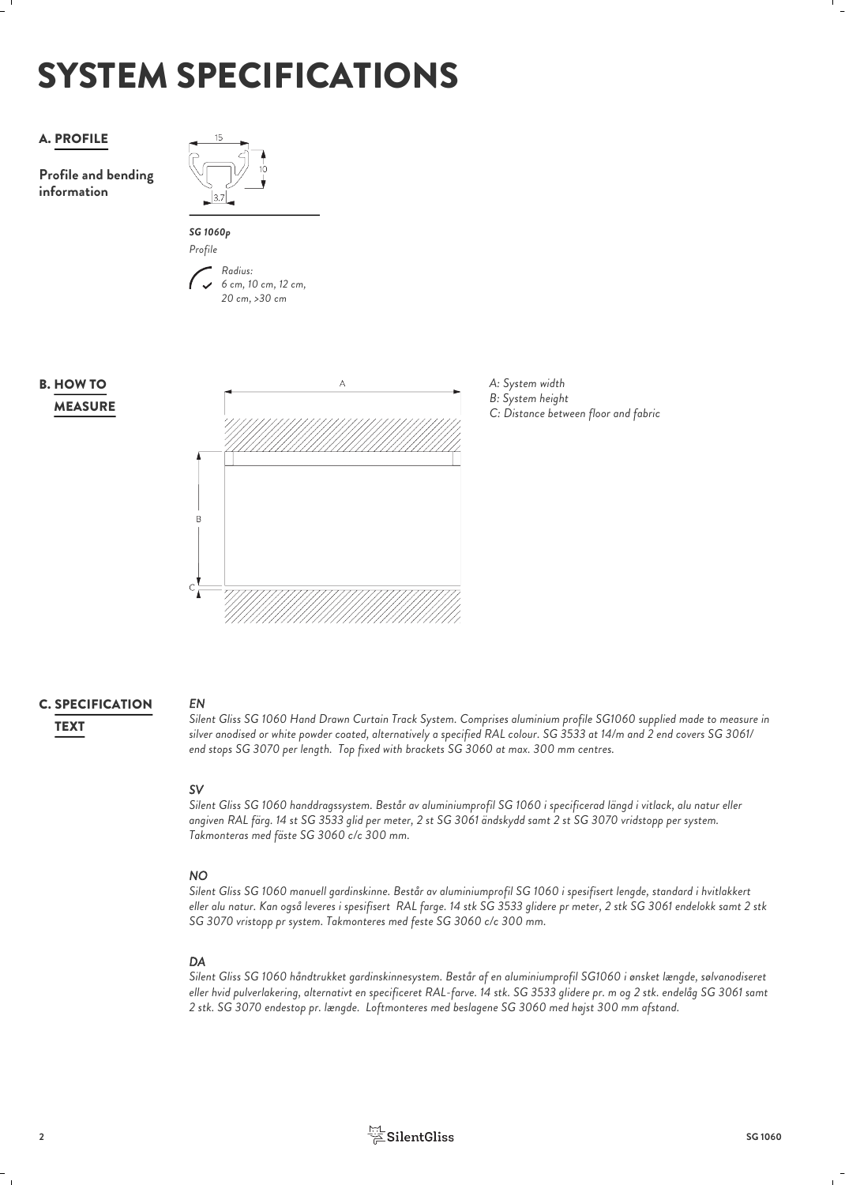# SYSTEM SPECIFICATIONS

## A. PROFILE

**Profile and bending information**

15

10

3.7

*SG 1060p*

*Profile*

*Radius:*
*6 cm, 10 cm, 12 cm,*
*20 cm, >30 cm*

## B. HOW TO MEASURE

A

B

C

*A: System width*
*B: System height*
*C: Distance between floor and fabric*

## C. SPECIFICATION TEXT

***EN***

*Silent Gliss SG 1060 Hand Drawn Curtain Track System. Comprises aluminium profile SG1060 supplied made to measure in silver anodised or white powder coated, alternatively a specified RAL colour. SG 3533 at 14/m and 2 end covers SG 3061/ end stops SG 3070 per length. Top fixed with brackets SG 3060 at max. 300 mm centres.*

***SV***

*Silent Gliss SG 1060 handdragssystem. Består av aluminiumprofil SG 1060 i specificerad längd i vitlack, alu natur eller angiven RAL färg. 14 st SG 3533 glid per meter, 2 st SG 3061 ändskydd samt 2 st SG 3070 vridstopp per system. Takmonteras med fäste SG 3060 c/c 300 mm.*

***NO***

*Silent Gliss SG 1060 manuell gardinskinne. Består av aluminiumprofil SG 1060 i spesifisert lengde, standard i hvitlakkert eller alu natur. Kan også leveres i spesifisert RAL farge. 14 stk SG 3533 glidere pr meter, 2 stk SG 3061 endelokk samt 2 stk SG 3070 vristopp pr system. Takmonteres med feste SG 3060 c/c 300 mm.*

***DA***

*Silent Gliss SG 1060 håndtrukket gardinskinnesystem. Består af en aluminiumprofil SG1060 i ønsket længde, sølvanodiseret eller hvid pulverlakering, alternativt en specificeret RAL-farve. 14 stk. SG 3533 glidere pr. m og 2 stk. endelåg SG 3061 samt 2 stk. SG 3070 endestop pr. længde. Loftmonteres med beslagene SG 3060 med højst 300 mm afstand.*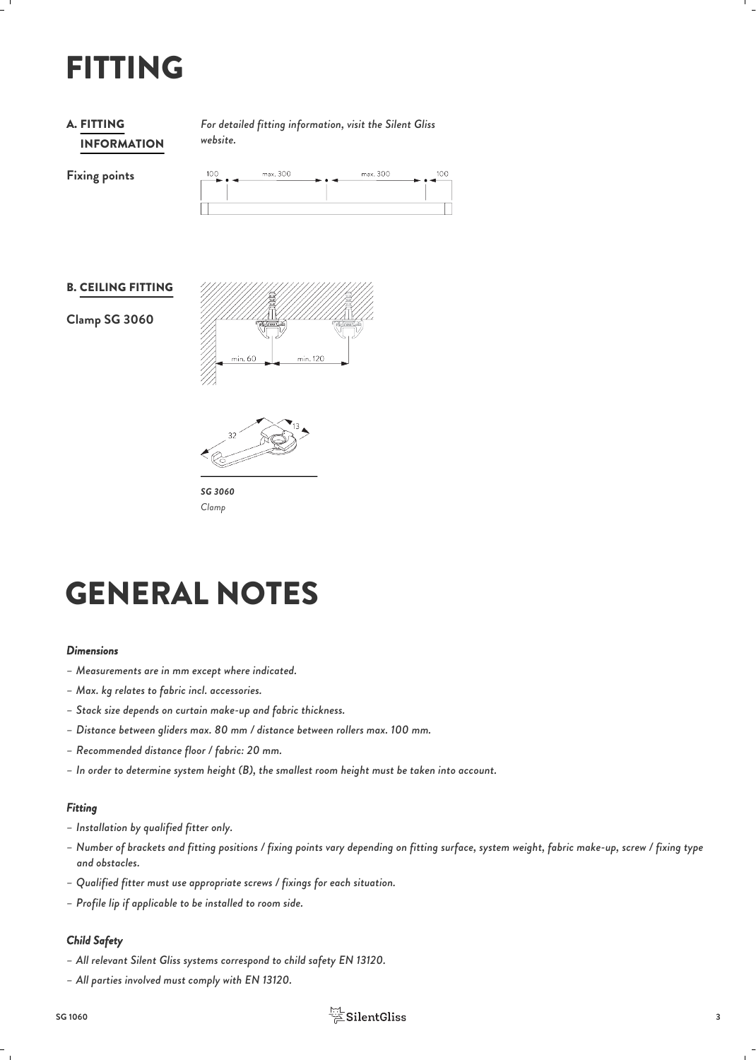# FITTING

## A. FITTING INFORMATION

*For detailed fitting information, visit the Silent Gliss website.*

**Fixing points**

## B. CEILING FITTING

**Clamp SG 3060**

***SG 3060***
*Clamp*

# GENERAL NOTES

### *Dimensions*

- *Measurements are in mm except where indicated.*
- *Max. kg relates to fabric incl. accessories.*
- *Stack size depends on curtain make-up and fabric thickness.*
- *Distance between gliders max. 80 mm / distance between rollers max. 100 mm.*
- *Recommended distance floor / fabric: 20 mm.*
- *In order to determine system height (B), the smallest room height must be taken into account.*

### *Fitting*

- *Installation by qualified fitter only.*
- *Number of brackets and fitting positions / fixing points vary depending on fitting surface, system weight, fabric make-up, screw / fixing type and obstacles.*
- *Qualified fitter must use appropriate screws / fixings for each situation.*
- *Profile lip if applicable to be installed to room side.*

### *Child Safety*

- *All relevant Silent Gliss systems correspond to child safety EN 13120.*
- *All parties involved must comply with EN 13120.*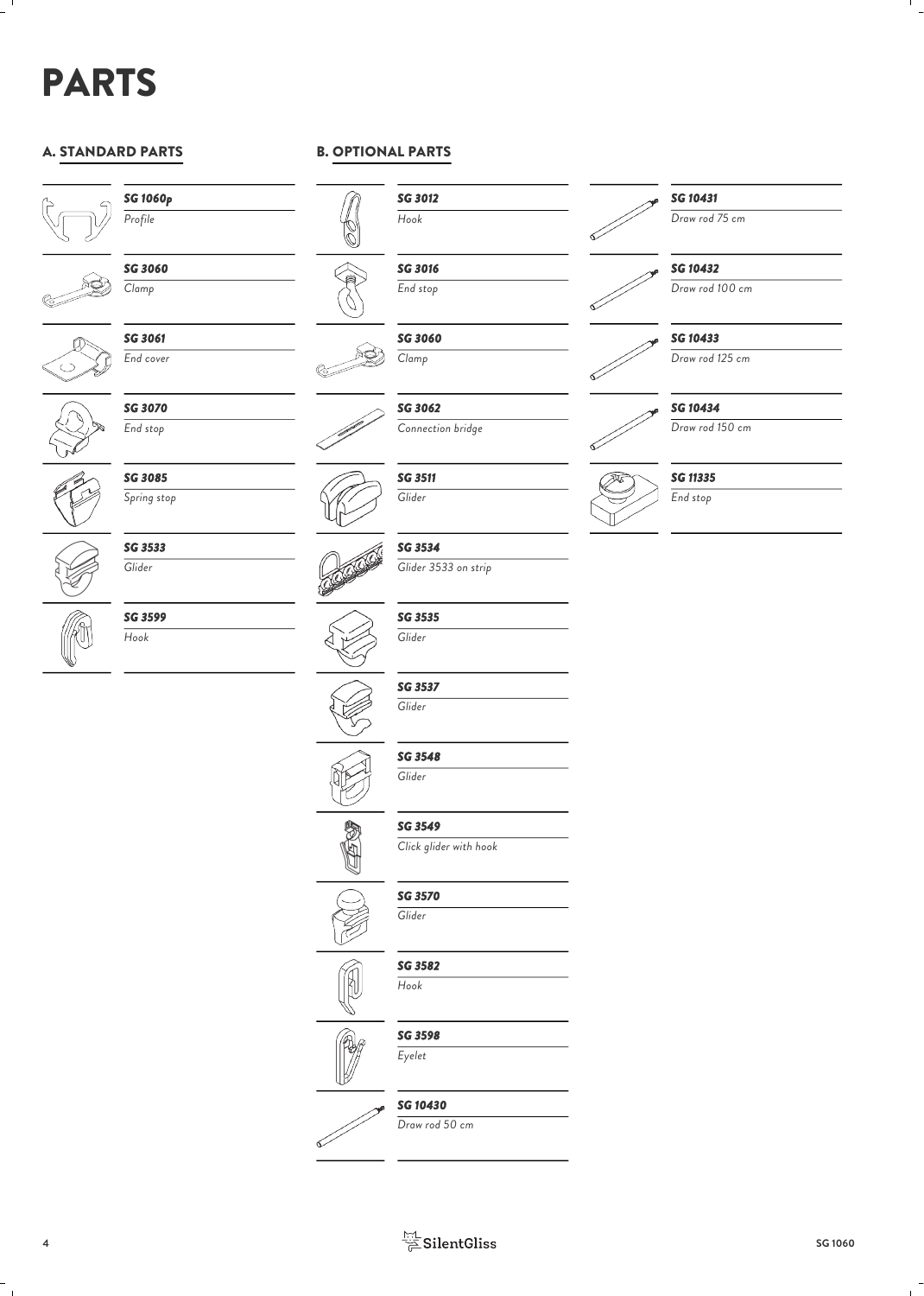# PARTS

## A. STANDARD PARTS

***SG 1060p***
*Profile*

***SG 3060***
*Clamp*

***SG 3061***
*End cover*

***SG 3070***
*End stop*

***SG 3085***
*Spring stop*

***SG 3533***
*Glider*

***SG 3599***
*Hook*

## B. OPTIONAL PARTS

***SG 3012***
*Hook*

***SG 3016***
*End stop*

***SG 3060***
*Clamp*

***SG 3062***
*Connection bridge*

***SG 3511***
*Glider*

***SG 3534***
*Glider 3533 on strip*

***SG 3535***
*Glider*

***SG 3537***
*Glider*

***SG 3548***
*Glider*

***SG 3549***
*Click glider with hook*

***SG 3570***
*Glider*

***SG 3582***
*Hook*

***SG 3598***
*Eyelet*

***SG 10430***
*Draw rod 50 cm*

***SG 10431***
*Draw rod 75 cm*

***SG 10432***
*Draw rod 100 cm*

***SG 10433***
*Draw rod 125 cm*

***SG 10434***
*Draw rod 150 cm*

***SG 11335***
*End stop*